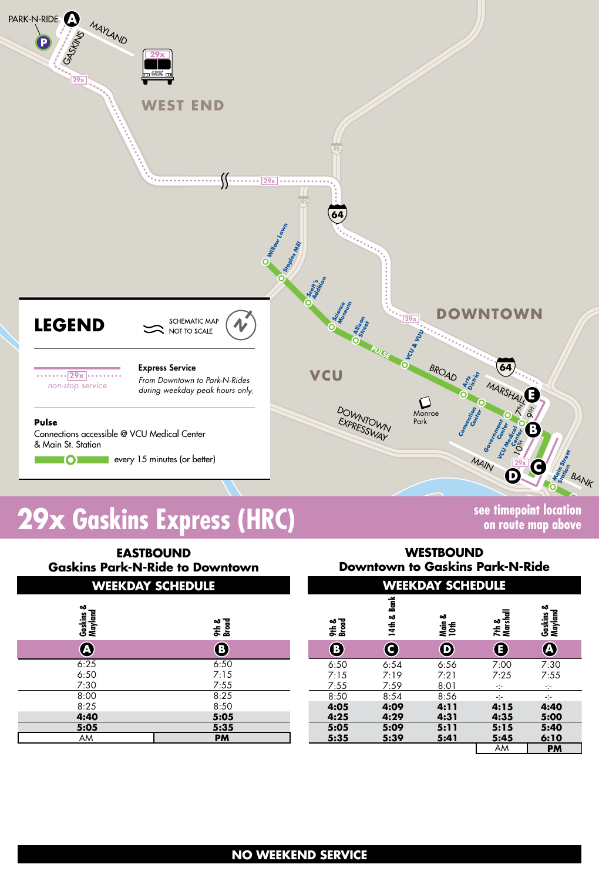PARK-N-RIDE A

GASKINS

MAYLAND

WEST END

DOWNTOWN

VCU

## LEGEND

SCHEMATIC MAP NOT TO SCALE

29x non-stop service

**Express Service**
*From Downtown to Park-N-Rides during weekday peak hours only.*

**Pulse**
Connections accessible @ VCU Medical Center & Main St. Station

every 15 minutes (or better)

# 29x Gaskins Express (HRC)

**see timepoint location on route map above**

## EASTBOUND
### Gaskins Park-N-Ride to Downtown

**WEEKDAY SCHEDULE**

| Gaskins & Mayland (A) | 9th & Broad (B) |
|---|---|
| 6:25 | 6:50 |
| 6:50 | 7:15 |
| 7:30 | 7:55 |
| 8:00 | 8:25 |
| 8:25 | 8:50 |
| **4:40** | **5:05** |
| **5:05** | **5:35** |
| AM | **PM** |

## WESTBOUND
### Downtown to Gaskins Park-N-Ride

**WEEKDAY SCHEDULE**

| 9th & Broad (B) | 14th & Bank (C) | Main & 10th (D) | 7th & Marshall (E) | Gaskins & Mayland (A) |
|---|---|---|---|---|
| 6:50 | 6:54 | 6:56 | 7:00 | 7:30 |
| 7:15 | 7:19 | 7:21 | 7:25 | 7:55 |
| 7:55 | 7:59 | 8:01 | -:- | -:- |
| 8:50 | 8:54 | 8:56 | -:- | -:- |
| **4:05** | **4:09** | **4:11** | **4:15** | **4:40** |
| **4:25** | **4:29** | **4:31** | **4:35** | **5:00** |
| **5:05** | **5:09** | **5:11** | **5:15** | **5:40** |
| **5:35** | **5:39** | **5:41** | **5:45** | **6:10** |
| | | | AM | **PM** |

**NO WEEKEND SERVICE**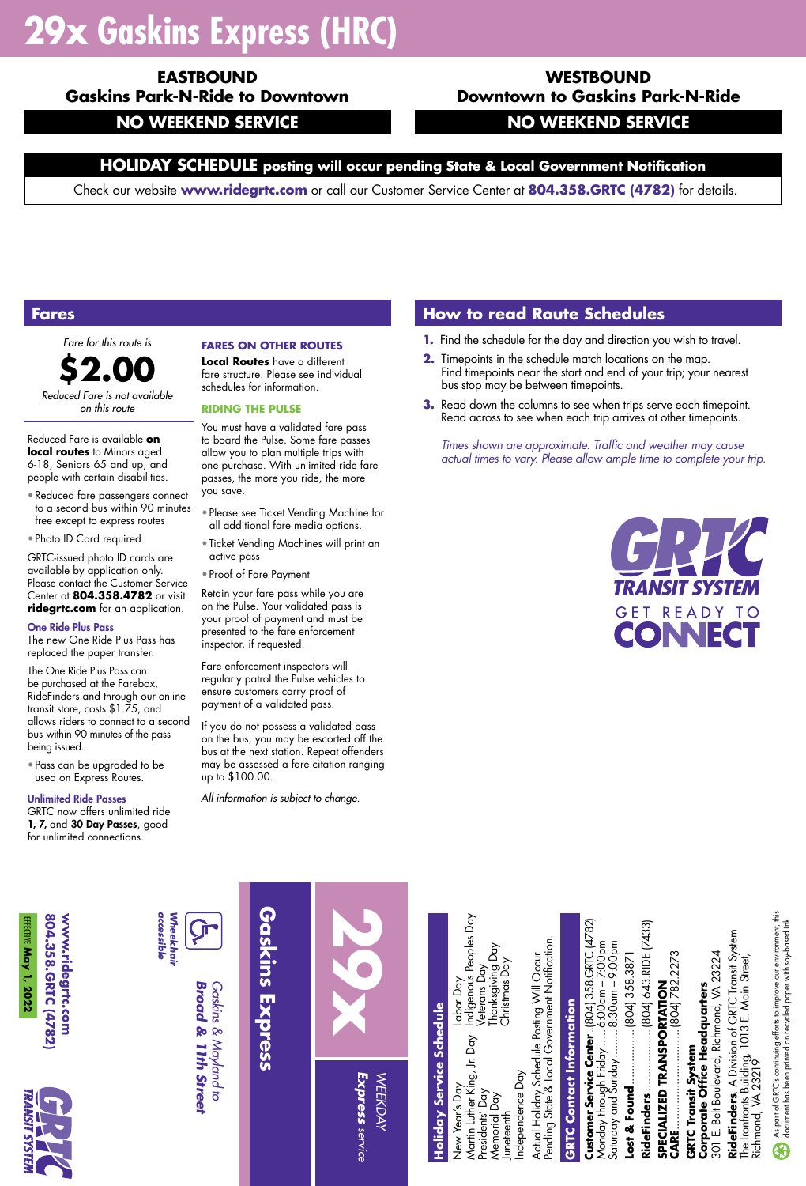# 29x Gaskins Express (HRC)

**EASTBOUND**
**Gaskins Park-N-Ride to Downtown**

**NO WEEKEND SERVICE**

**WESTBOUND**
**Downtown to Gaskins Park-N-Ride**

**NO WEEKEND SERVICE**

**HOLIDAY SCHEDULE posting will occur pending State & Local Government Notification**

Check our website **www.ridegrtc.com** or call our Customer Service Center at **804.358.GRTC (4782)** for details.

## Fares

*Fare for this route is*

**$2.00**

*Reduced Fare is not available on this route*

Reduced Fare is available **on local routes** to Minors aged 6-18, Seniors 65 and up, and people with certain disabilities.

- Reduced fare passengers connect to a second bus within 90 minutes free except to express routes
- Photo ID Card required

GRTC-issued photo ID cards are available by application only. Please contact the Customer Service Center at **804.358.4782** or visit **ridegrtc.com** for an application.

### One Ride Plus Pass

The new One Ride Plus Pass has replaced the paper transfer.

The One Ride Plus Pass can be purchased at the Farebox, RideFinders and through our online transit store, costs $1.75, and allows riders to connect to a second bus within 90 minutes of the pass being issued.

- Pass can be upgraded to be used on Express Routes.

### Unlimited Ride Passes

GRTC now offers unlimited ride **1, 7,** and **30 Day Passes**, good for unlimited connections.

### FARES ON OTHER ROUTES

**Local Routes** have a different fare structure. Please see individual schedules for information.

### RIDING THE PULSE

You must have a validated fare pass to board the Pulse. Some fare passes allow you to plan multiple trips with one purchase. With unlimited ride fare passes, the more you ride, the more you save.

- Please see Ticket Vending Machine for all additional fare media options.
- Ticket Vending Machines will print an active pass
- Proof of Fare Payment

Retain your fare pass while you are on the Pulse. Your validated pass is your proof of payment and must be presented to the fare enforcement inspector, if requested.

Fare enforcement inspectors will regularly patrol the Pulse vehicles to ensure customers carry proof of payment of a validated pass.

If you do not possess a validated pass on the bus, you may be escorted off the bus at the next station. Repeat offenders may be assessed a fare citation ranging up to $100.00.

*All information is subject to change.*

## How to read Route Schedules

1. Find the schedule for the day and direction you wish to travel.
2. Timepoints in the schedule match locations on the map. Find timepoints near the start and end of your trip; your nearest bus stop may be between timepoints.
3. Read down the columns to see when each trip serves each timepoint. Read across to see when each trip arrives at other timepoints.

*Times shown are approximate. Traffic and weather may cause actual times to vary. Please allow ample time to complete your trip.*

GRTC TRANSIT SYSTEM
GET READY TO CONNECT

# 29x Gaskins Express

*WEEKDAY* ***Express** service*

*Gaskins & Mayland to* ***Broad & 11th Street***

*Wheelchair accessible*

www.ridegrtc.com
804.358.GRTC (4782)

EFFECTIVE **May 1, 2022**

GRTC TRANSIT SYSTEM

## Holiday Service Schedule

New Year's Day
Martin Luther King, Jr. Day
Presidents' Day
Memorial Day
Juneteenth
Independence Day
Labor Day
Indigenous Peoples Day
Veterans Day
Thanksgiving Day
Christmas Day

Actual Holiday Schedule Posting Will Occur Pending State & Local Government Notification.

## GRTC Contact Information

**Customer Service Center** .(804) 358.GRTC (4782)
Monday through Friday ......6:00am – 7:00pm
Saturday and Sunday..........8:30am – 9:00pm

**Lost & Found** ..................(804) 358.3871

**RideFinders** ....................(804) 643.RIDE (7433)

**SPECIALIZED TRANSPORTATION CARE** ..............................(804) 782.2273

**GRTC Transit System Corporate Office Headquarters**
301 E. Belt Boulevard, Richmond, VA 23224

**RideFinders**, A Division of GRTC Transit System
The Ironfronts Building, 1013 E. Main Street, Richmond, VA 23219

As part of GRTC's continuing efforts to improve our environment, this document has been printed on recycled paper with soy-based ink.